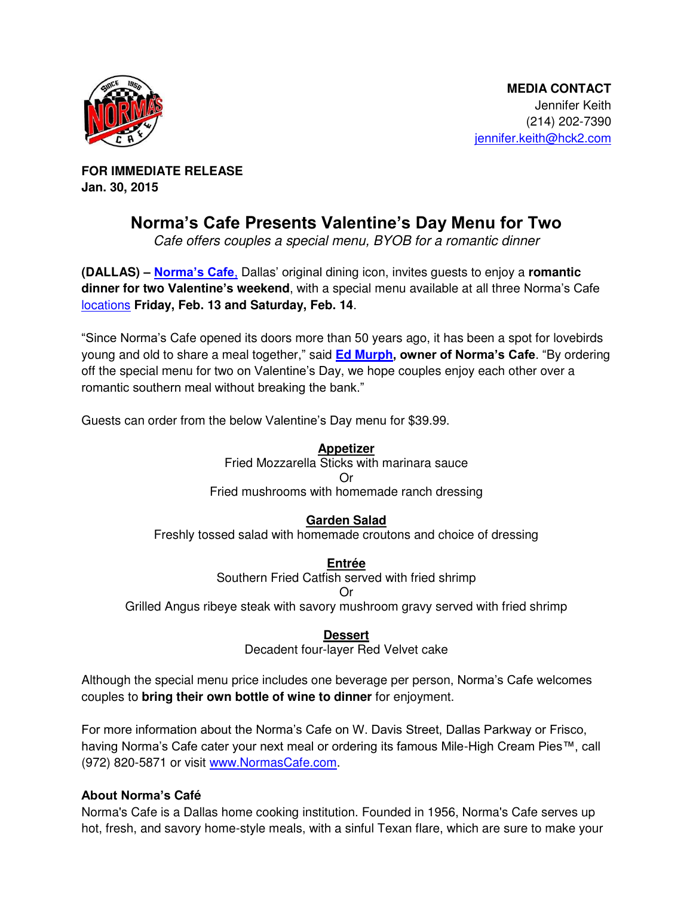**MEDIA CONTACT**
Jennifer Keith
(214) 202-7390
jennifer.keith@hck2.com

**FOR IMMEDIATE RELEASE**
**Jan. 30, 2015**

# Norma's Cafe Presents Valentine's Day Menu for Two

*Cafe offers couples a special menu, BYOB for a romantic dinner*

**(DALLAS) – Norma's Cafe**, Dallas' original dining icon, invites guests to enjoy a **romantic dinner for two Valentine's weekend**, with a special menu available at all three Norma's Cafe locations **Friday, Feb. 13 and Saturday, Feb. 14**.

"Since Norma's Cafe opened its doors more than 50 years ago, it has been a spot for lovebirds young and old to share a meal together," said **Ed Murph, owner of Norma's Cafe**. "By ordering off the special menu for two on Valentine's Day, we hope couples enjoy each other over a romantic southern meal without breaking the bank."

Guests can order from the below Valentine's Day menu for $39.99.

**Appetizer**
Fried Mozzarella Sticks with marinara sauce
Or
Fried mushrooms with homemade ranch dressing

**Garden Salad**
Freshly tossed salad with homemade croutons and choice of dressing

**Entrée**
Southern Fried Catfish served with fried shrimp
Or
Grilled Angus ribeye steak with savory mushroom gravy served with fried shrimp

**Dessert**
Decadent four-layer Red Velvet cake

Although the special menu price includes one beverage per person, Norma's Cafe welcomes couples to **bring their own bottle of wine to dinner** for enjoyment.

For more information about the Norma's Cafe on W. Davis Street, Dallas Parkway or Frisco, having Norma's Cafe cater your next meal or ordering its famous Mile-High Cream Pies™, call (972) 820-5871 or visit www.NormasCafe.com.

**About Norma's Café**

Norma's Cafe is a Dallas home cooking institution. Founded in 1956, Norma's Cafe serves up hot, fresh, and savory home-style meals, with a sinful Texan flare, which are sure to make your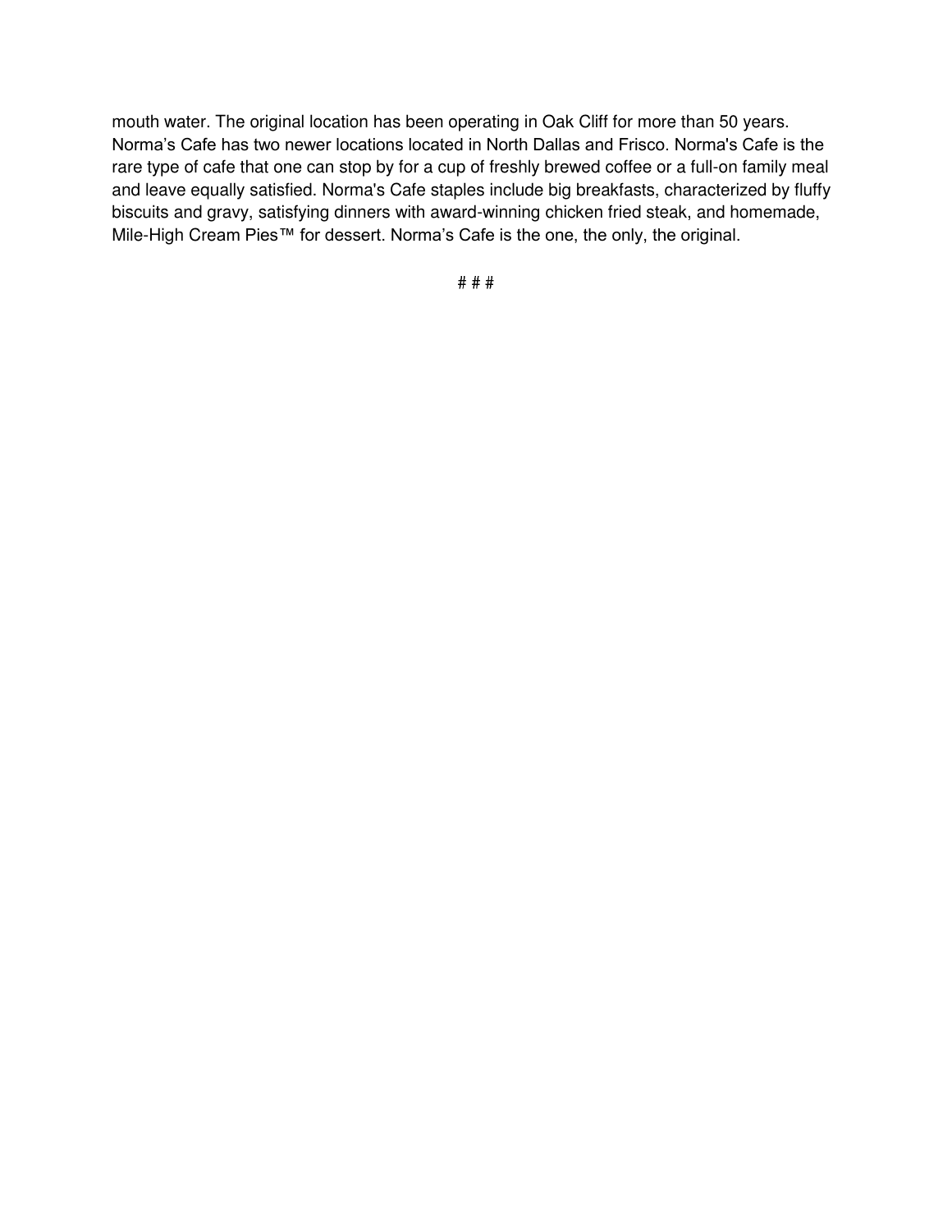mouth water. The original location has been operating in Oak Cliff for more than 50 years. Norma’s Cafe has two newer locations located in North Dallas and Frisco. Norma's Cafe is the rare type of cafe that one can stop by for a cup of freshly brewed coffee or a full-on family meal and leave equally satisfied. Norma's Cafe staples include big breakfasts, characterized by fluffy biscuits and gravy, satisfying dinners with award-winning chicken fried steak, and homemade, Mile-High Cream Pies™ for dessert. Norma’s Cafe is the one, the only, the original.

# # #